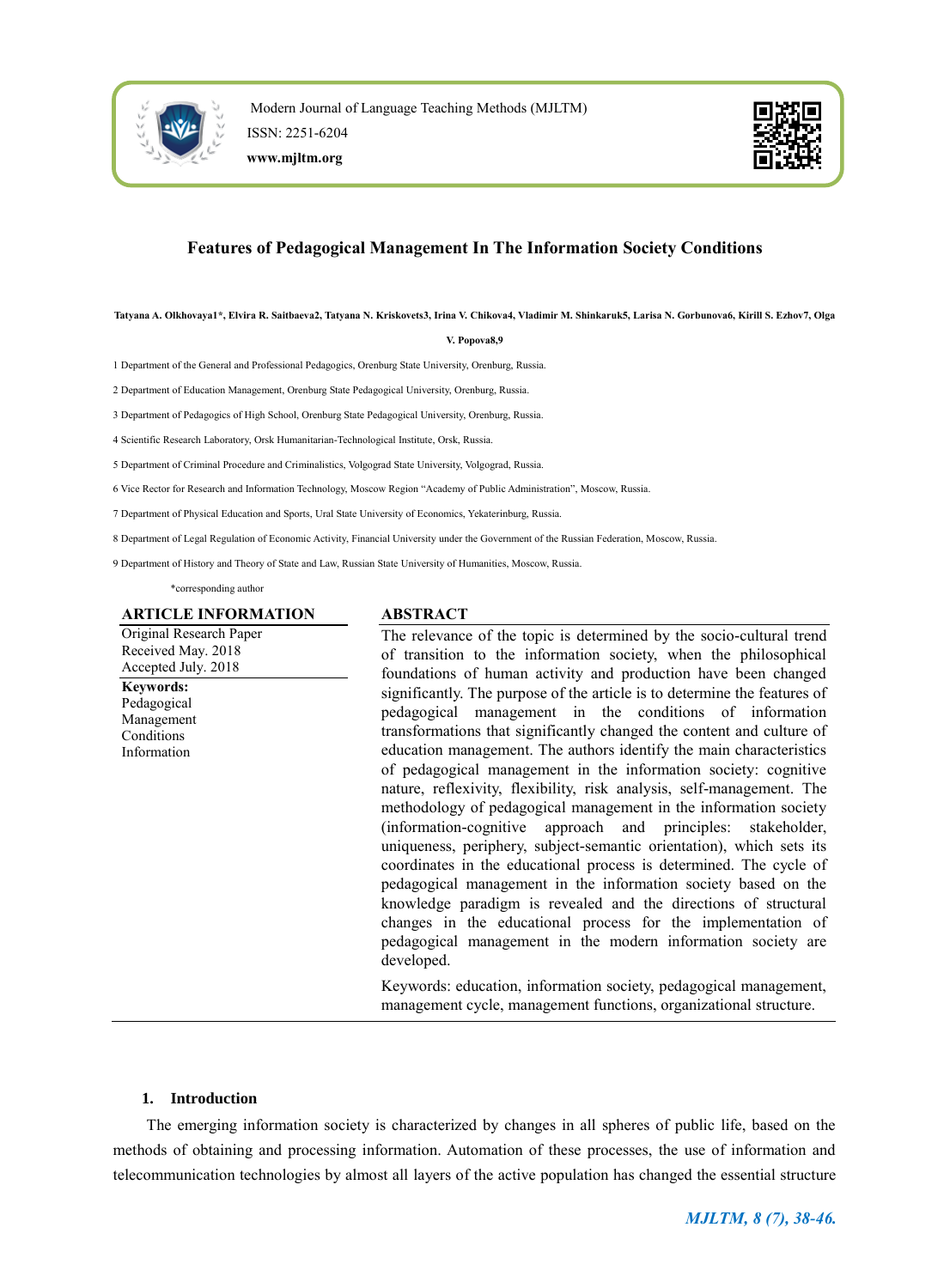Modern Journal of Language Teaching Methods (MJLTM)

ISSN: 2251-6204

**www.mjltm.org**

# Features of Pedagogical Management In The Information Society Conditions

**Tatyana A. Olkhovaya[1]*, Elvira R. Saitbaeva[2], Tatyana N. Kriskovets[3], Irina V. Chikova[4], Vladimir M. Shinkaruk[5], Larisa N. Gorbunova[6], Kirill S. Ezhov[7], Olga V. Popova[8,9]**

1 Department of the General and Professional Pedagogics, Orenburg State University, Orenburg, Russia.

2 Department of Education Management, Orenburg State Pedagogical University, Orenburg, Russia.

3 Department of Pedagogics of High School, Orenburg State Pedagogical University, Orenburg, Russia.

4 Scientific Research Laboratory, Orsk Humanitarian-Technological Institute, Orsk, Russia.

5 Department of Criminal Procedure and Criminalistics, Volgograd State University, Volgograd, Russia.

6 Vice Rector for Research and Information Technology, Moscow Region "Academy of Public Administration", Moscow, Russia.

7 Department of Physical Education and Sports, Ural State University of Economics, Yekaterinburg, Russia.

8 Department of Legal Regulation of Economic Activity, Financial University under the Government of the Russian Federation, Moscow, Russia.

9 Department of History and Theory of State and Law, Russian State University of Humanities, Moscow, Russia.

*corresponding author

## ARTICLE INFORMATION

Original Research Paper
Received May. 2018
Accepted July. 2018

**Keywords:**
Pedagogical
Management
Conditions
Information

## ABSTRACT

The relevance of the topic is determined by the socio-cultural trend of transition to the information society, when the philosophical foundations of human activity and production have been changed significantly. The purpose of the article is to determine the features of pedagogical management in the conditions of information transformations that significantly changed the content and culture of education management. The authors identify the main characteristics of pedagogical management in the information society: cognitive nature, reflexivity, flexibility, risk analysis, self-management. The methodology of pedagogical management in the information society (information-cognitive approach and principles: stakeholder, uniqueness, periphery, subject-semantic orientation), which sets its coordinates in the educational process is determined. The cycle of pedagogical management in the information society based on the knowledge paradigm is revealed and the directions of structural changes in the educational process for the implementation of pedagogical management in the modern information society are developed.

Keywords: education, information society, pedagogical management, management cycle, management functions, organizational structure.

## 1. Introduction

The emerging information society is characterized by changes in all spheres of public life, based on the methods of obtaining and processing information. Automation of these processes, the use of information and telecommunication technologies by almost all layers of the active population has changed the essential structure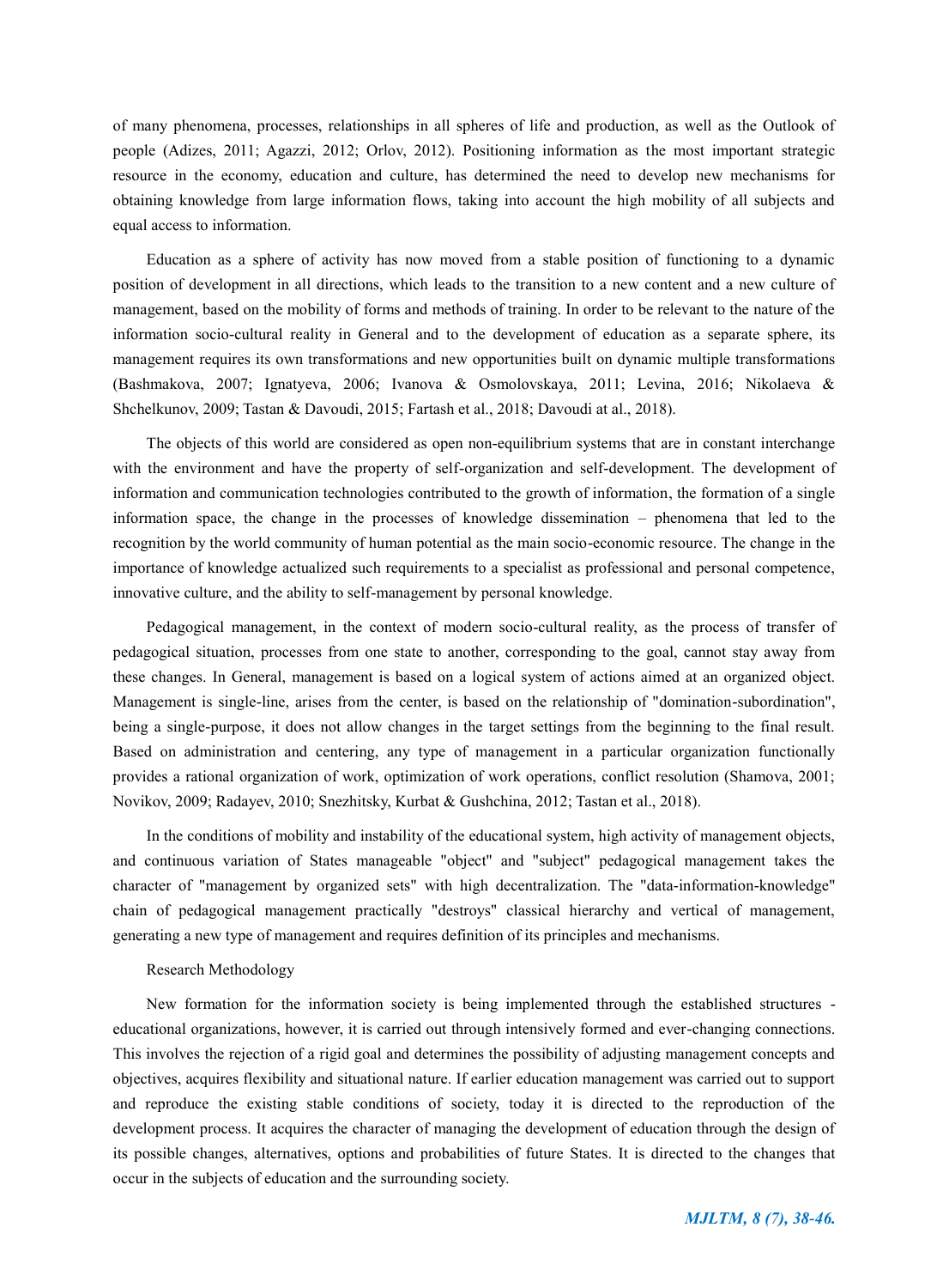of many phenomena, processes, relationships in all spheres of life and production, as well as the Outlook of people (Adizes, 2011; Agazzi, 2012; Orlov, 2012). Positioning information as the most important strategic resource in the economy, education and culture, has determined the need to develop new mechanisms for obtaining knowledge from large information flows, taking into account the high mobility of all subjects and equal access to information.

Education as a sphere of activity has now moved from a stable position of functioning to a dynamic position of development in all directions, which leads to the transition to a new content and a new culture of management, based on the mobility of forms and methods of training. In order to be relevant to the nature of the information socio-cultural reality in General and to the development of education as a separate sphere, its management requires its own transformations and new opportunities built on dynamic multiple transformations (Bashmakova, 2007; Ignatyeva, 2006; Ivanova & Osmolovskaya, 2011; Levina, 2016; Nikolaeva & Shchelkunov, 2009; Tastan & Davoudi, 2015; Fartash et al., 2018; Davoudi at al., 2018).

The objects of this world are considered as open non-equilibrium systems that are in constant interchange with the environment and have the property of self-organization and self-development. The development of information and communication technologies contributed to the growth of information, the formation of a single information space, the change in the processes of knowledge dissemination – phenomena that led to the recognition by the world community of human potential as the main socio-economic resource. The change in the importance of knowledge actualized such requirements to a specialist as professional and personal competence, innovative culture, and the ability to self-management by personal knowledge.

Pedagogical management, in the context of modern socio-cultural reality, as the process of transfer of pedagogical situation, processes from one state to another, corresponding to the goal, cannot stay away from these changes. In General, management is based on a logical system of actions aimed at an organized object. Management is single-line, arises from the center, is based on the relationship of "domination-subordination", being a single-purpose, it does not allow changes in the target settings from the beginning to the final result. Based on administration and centering, any type of management in a particular organization functionally provides a rational organization of work, optimization of work operations, conflict resolution (Shamova, 2001; Novikov, 2009; Radayev, 2010; Snezhitsky, Kurbat & Gushchina, 2012; Tastan et al., 2018).

In the conditions of mobility and instability of the educational system, high activity of management objects, and continuous variation of States manageable "object" and "subject" pedagogical management takes the character of "management by organized sets" with high decentralization. The "data-information-knowledge" chain of pedagogical management practically "destroys" classical hierarchy and vertical of management, generating a new type of management and requires definition of its principles and mechanisms.

## Research Methodology

New formation for the information society is being implemented through the established structures - educational organizations, however, it is carried out through intensively formed and ever-changing connections. This involves the rejection of a rigid goal and determines the possibility of adjusting management concepts and objectives, acquires flexibility and situational nature. If earlier education management was carried out to support and reproduce the existing stable conditions of society, today it is directed to the reproduction of the development process. It acquires the character of managing the development of education through the design of its possible changes, alternatives, options and probabilities of future States. It is directed to the changes that occur in the subjects of education and the surrounding society.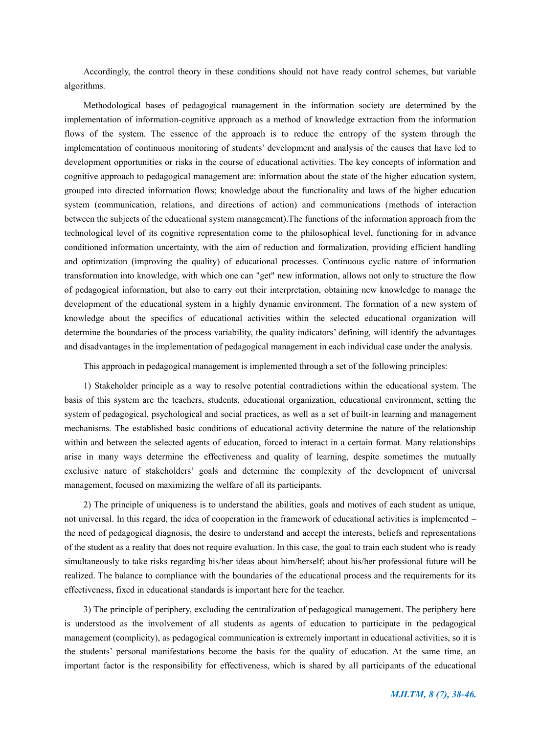Accordingly, the control theory in these conditions should not have ready control schemes, but variable algorithms.

Methodological bases of pedagogical management in the information society are determined by the implementation of information-cognitive approach as a method of knowledge extraction from the information flows of the system. The essence of the approach is to reduce the entropy of the system through the implementation of continuous monitoring of students' development and analysis of the causes that have led to development opportunities or risks in the course of educational activities. The key concepts of information and cognitive approach to pedagogical management are: information about the state of the higher education system, grouped into directed information flows; knowledge about the functionality and laws of the higher education system (communication, relations, and directions of action) and communications (methods of interaction between the subjects of the educational system management).The functions of the information approach from the technological level of its cognitive representation come to the philosophical level, functioning for in advance conditioned information uncertainty, with the aim of reduction and formalization, providing efficient handling and optimization (improving the quality) of educational processes. Continuous cyclic nature of information transformation into knowledge, with which one can "get" new information, allows not only to structure the flow of pedagogical information, but also to carry out their interpretation, obtaining new knowledge to manage the development of the educational system in a highly dynamic environment. The formation of a new system of knowledge about the specifics of educational activities within the selected educational organization will determine the boundaries of the process variability, the quality indicators' defining, will identify the advantages and disadvantages in the implementation of pedagogical management in each individual case under the analysis.

This approach in pedagogical management is implemented through a set of the following principles:

1) Stakeholder principle as a way to resolve potential contradictions within the educational system. The basis of this system are the teachers, students, educational organization, educational environment, setting the system of pedagogical, psychological and social practices, as well as a set of built-in learning and management mechanisms. The established basic conditions of educational activity determine the nature of the relationship within and between the selected agents of education, forced to interact in a certain format. Many relationships arise in many ways determine the effectiveness and quality of learning, despite sometimes the mutually exclusive nature of stakeholders' goals and determine the complexity of the development of universal management, focused on maximizing the welfare of all its participants.

2) The principle of uniqueness is to understand the abilities, goals and motives of each student as unique, not universal. In this regard, the idea of cooperation in the framework of educational activities is implemented – the need of pedagogical diagnosis, the desire to understand and accept the interests, beliefs and representations of the student as a reality that does not require evaluation. In this case, the goal to train each student who is ready simultaneously to take risks regarding his/her ideas about him/herself; about his/her professional future will be realized. The balance to compliance with the boundaries of the educational process and the requirements for its effectiveness, fixed in educational standards is important here for the teacher.

3) The principle of periphery, excluding the centralization of pedagogical management. The periphery here is understood as the involvement of all students as agents of education to participate in the pedagogical management (complicity), as pedagogical communication is extremely important in educational activities, so it is the students' personal manifestations become the basis for the quality of education. At the same time, an important factor is the responsibility for effectiveness, which is shared by all participants of the educational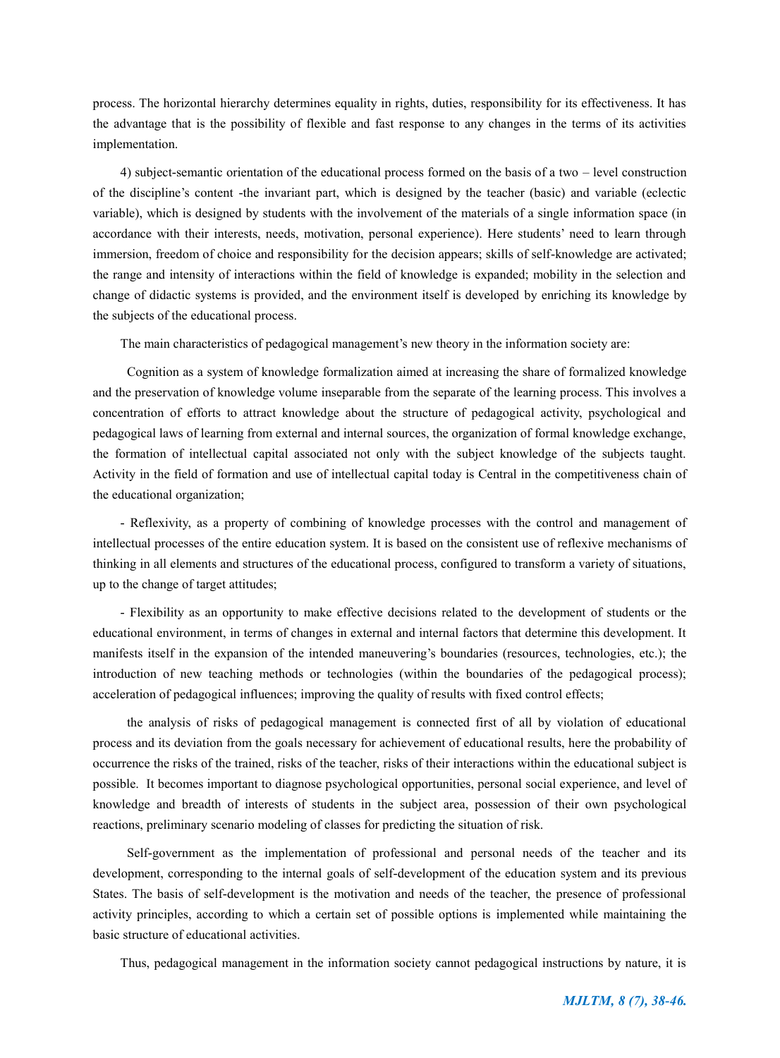process. The horizontal hierarchy determines equality in rights, duties, responsibility for its effectiveness. It has the advantage that is the possibility of flexible and fast response to any changes in the terms of its activities implementation.

4) subject-semantic orientation of the educational process formed on the basis of a two – level construction of the discipline's content -the invariant part, which is designed by the teacher (basic) and variable (eclectic variable), which is designed by students with the involvement of the materials of a single information space (in accordance with their interests, needs, motivation, personal experience). Here students' need to learn through immersion, freedom of choice and responsibility for the decision appears; skills of self-knowledge are activated; the range and intensity of interactions within the field of knowledge is expanded; mobility in the selection and change of didactic systems is provided, and the environment itself is developed by enriching its knowledge by the subjects of the educational process.

The main characteristics of pedagogical management's new theory in the information society are:

Cognition as a system of knowledge formalization aimed at increasing the share of formalized knowledge and the preservation of knowledge volume inseparable from the separate of the learning process. This involves a concentration of efforts to attract knowledge about the structure of pedagogical activity, psychological and pedagogical laws of learning from external and internal sources, the organization of formal knowledge exchange, the formation of intellectual capital associated not only with the subject knowledge of the subjects taught. Activity in the field of formation and use of intellectual capital today is Central in the competitiveness chain of the educational organization;

- Reflexivity, as a property of combining of knowledge processes with the control and management of intellectual processes of the entire education system. It is based on the consistent use of reflexive mechanisms of thinking in all elements and structures of the educational process, configured to transform a variety of situations, up to the change of target attitudes;

- Flexibility as an opportunity to make effective decisions related to the development of students or the educational environment, in terms of changes in external and internal factors that determine this development. It manifests itself in the expansion of the intended maneuvering's boundaries (resources, technologies, etc.); the introduction of new teaching methods or technologies (within the boundaries of the pedagogical process); acceleration of pedagogical influences; improving the quality of results with fixed control effects;

the analysis of risks of pedagogical management is connected first of all by violation of educational process and its deviation from the goals necessary for achievement of educational results, here the probability of occurrence the risks of the trained, risks of the teacher, risks of their interactions within the educational subject is possible. It becomes important to diagnose psychological opportunities, personal social experience, and level of knowledge and breadth of interests of students in the subject area, possession of their own psychological reactions, preliminary scenario modeling of classes for predicting the situation of risk.

Self-government as the implementation of professional and personal needs of the teacher and its development, corresponding to the internal goals of self-development of the education system and its previous States. The basis of self-development is the motivation and needs of the teacher, the presence of professional activity principles, according to which a certain set of possible options is implemented while maintaining the basic structure of educational activities.

Thus, pedagogical management in the information society cannot pedagogical instructions by nature, it is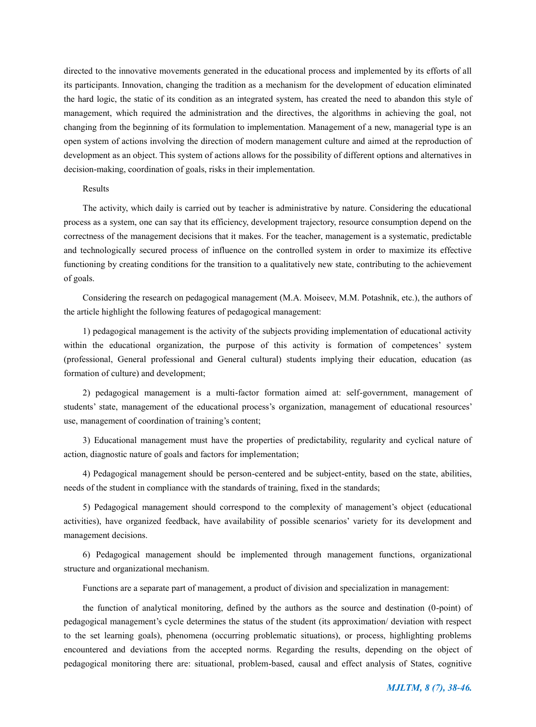directed to the innovative movements generated in the educational process and implemented by its efforts of all its participants. Innovation, changing the tradition as a mechanism for the development of education eliminated the hard logic, the static of its condition as an integrated system, has created the need to abandon this style of management, which required the administration and the directives, the algorithms in achieving the goal, not changing from the beginning of its formulation to implementation. Management of a new, managerial type is an open system of actions involving the direction of modern management culture and aimed at the reproduction of development as an object. This system of actions allows for the possibility of different options and alternatives in decision-making, coordination of goals, risks in their implementation.

## Results

The activity, which daily is carried out by teacher is administrative by nature. Considering the educational process as a system, one can say that its efficiency, development trajectory, resource consumption depend on the correctness of the management decisions that it makes. For the teacher, management is a systematic, predictable and technologically secured process of influence on the controlled system in order to maximize its effective functioning by creating conditions for the transition to a qualitatively new state, contributing to the achievement of goals.

Considering the research on pedagogical management (M.A. Moiseev, M.M. Potashnik, etc.), the authors of the article highlight the following features of pedagogical management:

1) pedagogical management is the activity of the subjects providing implementation of educational activity within the educational organization, the purpose of this activity is formation of competences' system (professional, General professional and General cultural) students implying their education, education (as formation of culture) and development;

2) pedagogical management is a multi-factor formation aimed at: self-government, management of students' state, management of the educational process's organization, management of educational resources' use, management of coordination of training's content;

3) Educational management must have the properties of predictability, regularity and cyclical nature of action, diagnostic nature of goals and factors for implementation;

4) Pedagogical management should be person-centered and be subject-entity, based on the state, abilities, needs of the student in compliance with the standards of training, fixed in the standards;

5) Pedagogical management should correspond to the complexity of management's object (educational activities), have organized feedback, have availability of possible scenarios' variety for its development and management decisions.

6) Pedagogical management should be implemented through management functions, organizational structure and organizational mechanism.

Functions are a separate part of management, a product of division and specialization in management:

the function of analytical monitoring, defined by the authors as the source and destination (0-point) of pedagogical management's cycle determines the status of the student (its approximation/ deviation with respect to the set learning goals), phenomena (occurring problematic situations), or process, highlighting problems encountered and deviations from the accepted norms. Regarding the results, depending on the object of pedagogical monitoring there are: situational, problem-based, causal and effect analysis of States, cognitive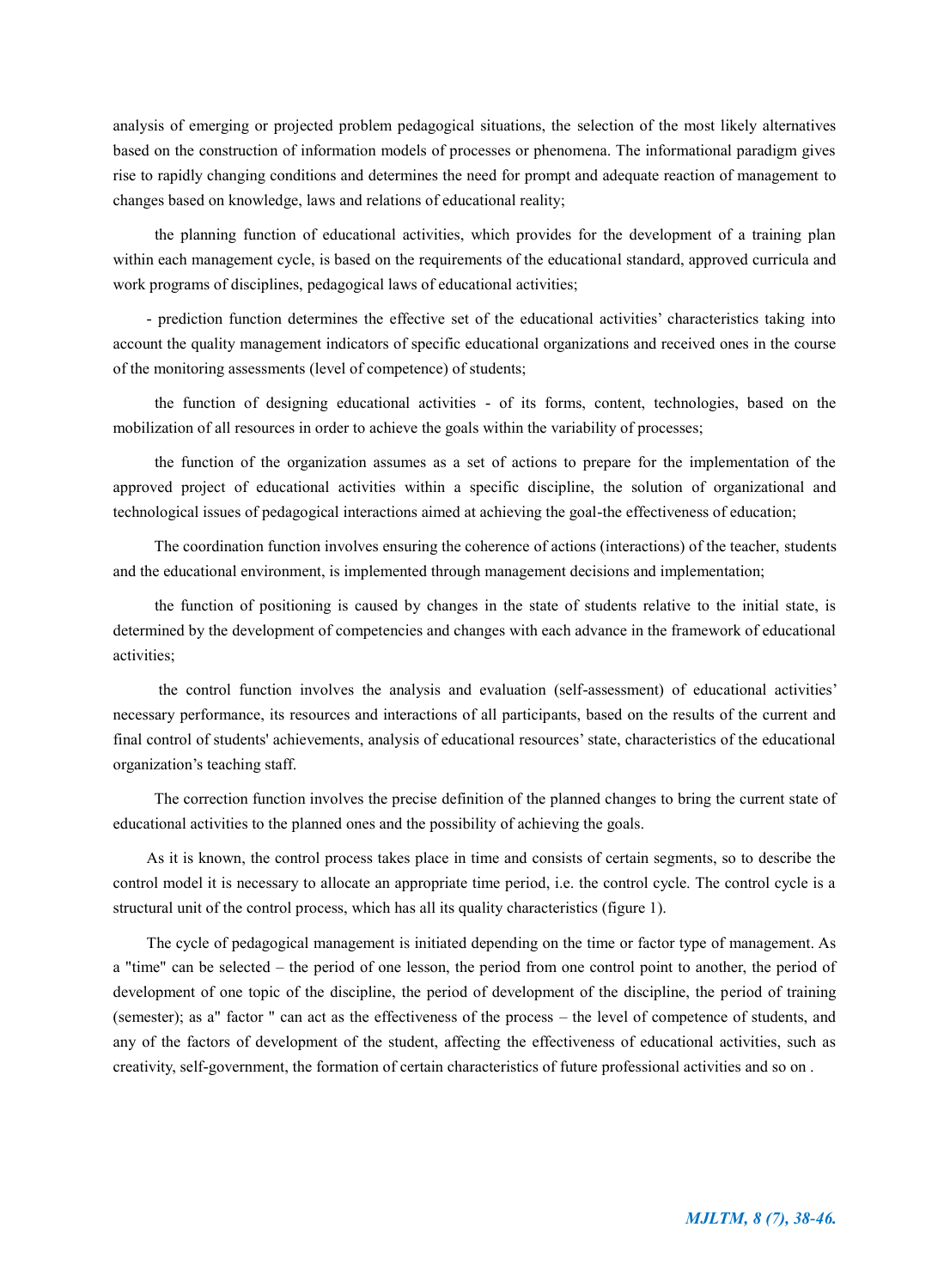analysis of emerging or projected problem pedagogical situations, the selection of the most likely alternatives based on the construction of information models of processes or phenomena. The informational paradigm gives rise to rapidly changing conditions and determines the need for prompt and adequate reaction of management to changes based on knowledge, laws and relations of educational reality;

the planning function of educational activities, which provides for the development of a training plan within each management cycle, is based on the requirements of the educational standard, approved curricula and work programs of disciplines, pedagogical laws of educational activities;

- prediction function determines the effective set of the educational activities' characteristics taking into account the quality management indicators of specific educational organizations and received ones in the course of the monitoring assessments (level of competence) of students;

the function of designing educational activities - of its forms, content, technologies, based on the mobilization of all resources in order to achieve the goals within the variability of processes;

the function of the organization assumes as a set of actions to prepare for the implementation of the approved project of educational activities within a specific discipline, the solution of organizational and technological issues of pedagogical interactions aimed at achieving the goal-the effectiveness of education;

The coordination function involves ensuring the coherence of actions (interactions) of the teacher, students and the educational environment, is implemented through management decisions and implementation;

the function of positioning is caused by changes in the state of students relative to the initial state, is determined by the development of competencies and changes with each advance in the framework of educational activities;

the control function involves the analysis and evaluation (self-assessment) of educational activities' necessary performance, its resources and interactions of all participants, based on the results of the current and final control of students' achievements, analysis of educational resources' state, characteristics of the educational organization's teaching staff.

The correction function involves the precise definition of the planned changes to bring the current state of educational activities to the planned ones and the possibility of achieving the goals.

As it is known, the control process takes place in time and consists of certain segments, so to describe the control model it is necessary to allocate an appropriate time period, i.e. the control cycle. The control cycle is a structural unit of the control process, which has all its quality characteristics (figure 1).

The cycle of pedagogical management is initiated depending on the time or factor type of management. As a "time" can be selected – the period of one lesson, the period from one control point to another, the period of development of one topic of the discipline, the period of development of the discipline, the period of training (semester); as a" factor " can act as the effectiveness of the process – the level of competence of students, and any of the factors of development of the student, affecting the effectiveness of educational activities, such as creativity, self-government, the formation of certain characteristics of future professional activities and so on .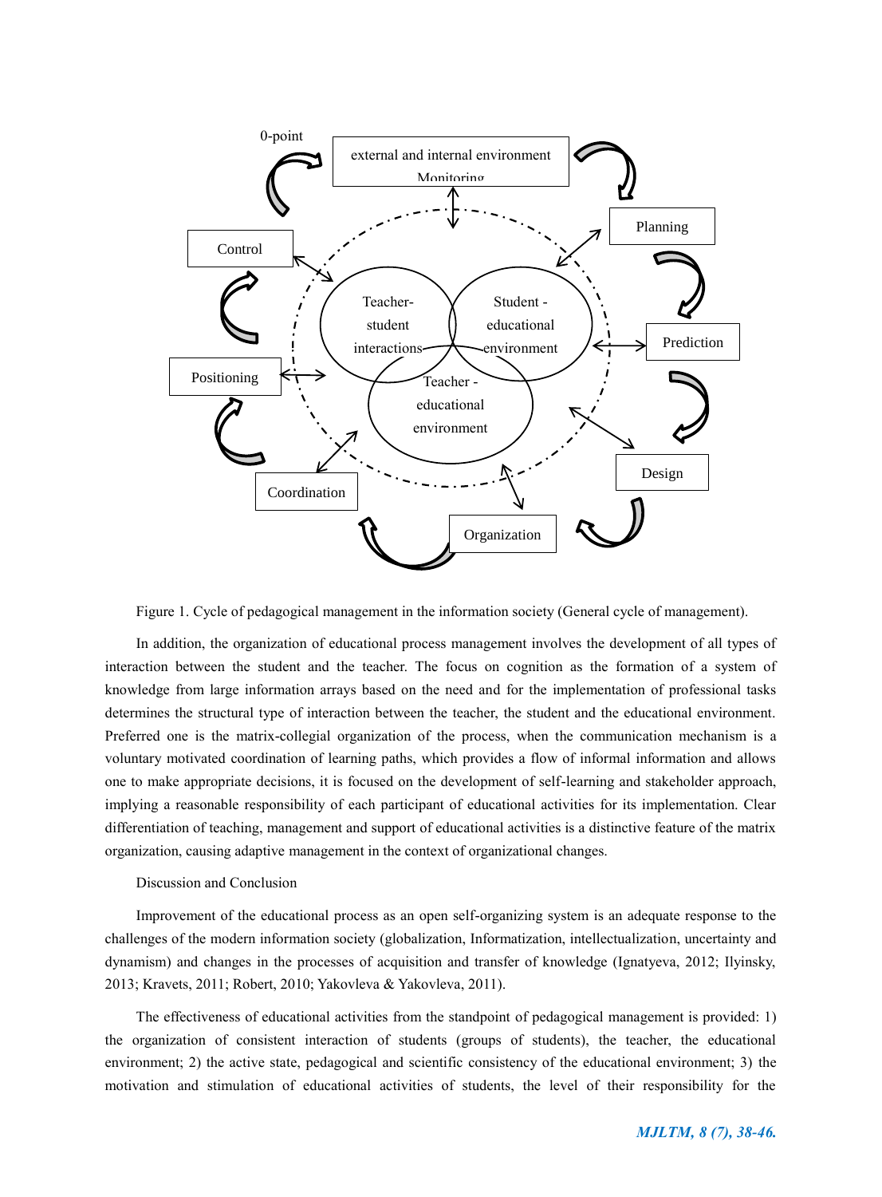Figure 1. Cycle of pedagogical management in the information society (General cycle of management).

In addition, the organization of educational process management involves the development of all types of interaction between the student and the teacher. The focus on cognition as the formation of a system of knowledge from large information arrays based on the need and for the implementation of professional tasks determines the structural type of interaction between the teacher, the student and the educational environment. Preferred one is the matrix-collegial organization of the process, when the communication mechanism is a voluntary motivated coordination of learning paths, which provides a flow of informal information and allows one to make appropriate decisions, it is focused on the development of self-learning and stakeholder approach, implying a reasonable responsibility of each participant of educational activities for its implementation. Clear differentiation of teaching, management and support of educational activities is a distinctive feature of the matrix organization, causing adaptive management in the context of organizational changes.

## Discussion and Conclusion

Improvement of the educational process as an open self-organizing system is an adequate response to the challenges of the modern information society (globalization, Informatization, intellectualization, uncertainty and dynamism) and changes in the processes of acquisition and transfer of knowledge (Ignatyeva, 2012; Ilyinsky, 2013; Kravets, 2011; Robert, 2010; Yakovleva & Yakovleva, 2011).

The effectiveness of educational activities from the standpoint of pedagogical management is provided: 1) the organization of consistent interaction of students (groups of students), the teacher, the educational environment; 2) the active state, pedagogical and scientific consistency of the educational environment; 3) the motivation and stimulation of educational activities of students, the level of their responsibility for the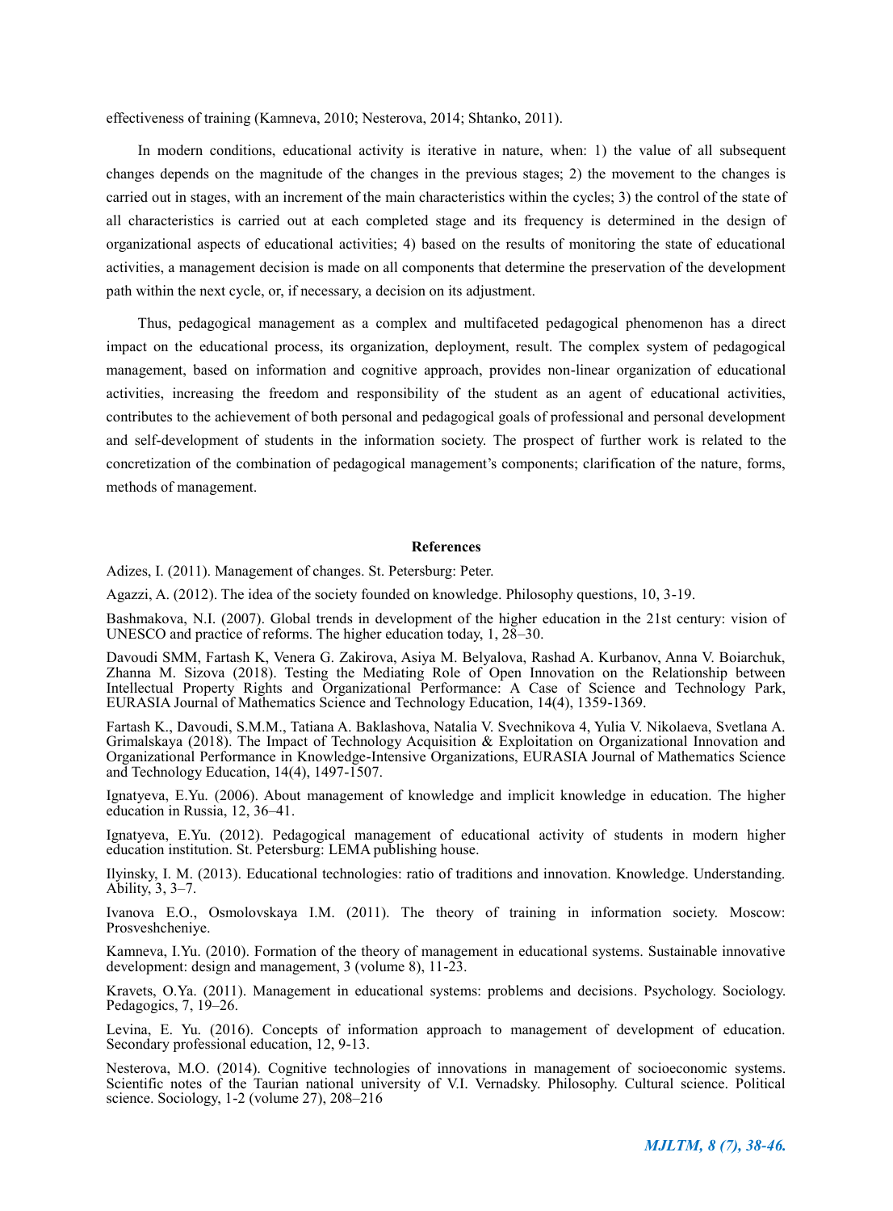effectiveness of training (Kamneva, 2010; Nesterova, 2014; Shtanko, 2011).

In modern conditions, educational activity is iterative in nature, when: 1) the value of all subsequent changes depends on the magnitude of the changes in the previous stages; 2) the movement to the changes is carried out in stages, with an increment of the main characteristics within the cycles; 3) the control of the state of all characteristics is carried out at each completed stage and its frequency is determined in the design of organizational aspects of educational activities; 4) based on the results of monitoring the state of educational activities, a management decision is made on all components that determine the preservation of the development path within the next cycle, or, if necessary, a decision on its adjustment.

Thus, pedagogical management as a complex and multifaceted pedagogical phenomenon has a direct impact on the educational process, its organization, deployment, result. The complex system of pedagogical management, based on information and cognitive approach, provides non-linear organization of educational activities, increasing the freedom and responsibility of the student as an agent of educational activities, contributes to the achievement of both personal and pedagogical goals of professional and personal development and self-development of students in the information society. The prospect of further work is related to the concretization of the combination of pedagogical management's components; clarification of the nature, forms, methods of management.

## References

Adizes, I. (2011). Management of changes. St. Petersburg: Peter.

Agazzi, A. (2012). The idea of the society founded on knowledge. Philosophy questions, 10, 3-19.

Bashmakova, N.I. (2007). Global trends in development of the higher education in the 21st century: vision of UNESCO and practice of reforms. The higher education today, 1, 28–30.

Davoudi SMM, Fartash K, Venera G. Zakirova, Asiya M. Belyalova, Rashad A. Kurbanov, Anna V. Boiarchuk, Zhanna M. Sizova (2018). Testing the Mediating Role of Open Innovation on the Relationship between Intellectual Property Rights and Organizational Performance: A Case of Science and Technology Park, EURASIA Journal of Mathematics Science and Technology Education, 14(4), 1359-1369.

Fartash K., Davoudi, S.M.M., Tatiana A. Baklashova, Natalia V. Svechnikova 4, Yulia V. Nikolaeva, Svetlana A. Grimalskaya (2018). The Impact of Technology Acquisition & Exploitation on Organizational Innovation and Organizational Performance in Knowledge-Intensive Organizations, EURASIA Journal of Mathematics Science and Technology Education, 14(4), 1497-1507.

Ignatyeva, E.Yu. (2006). About management of knowledge and implicit knowledge in education. The higher education in Russia, 12, 36–41.

Ignatyeva, E.Yu. (2012). Pedagogical management of educational activity of students in modern higher education institution. St. Petersburg: LEMA publishing house.

Ilyinsky, I. M. (2013). Educational technologies: ratio of traditions and innovation. Knowledge. Understanding. Ability, 3, 3–7.

Ivanova E.O., Osmolovskaya I.M. (2011). The theory of training in information society. Moscow: Prosveshcheniye.

Kamneva, I.Yu. (2010). Formation of the theory of management in educational systems. Sustainable innovative development: design and management, 3 (volume 8), 11-23.

Kravets, O.Ya. (2011). Management in educational systems: problems and decisions. Psychology. Sociology. Pedagogics, 7, 19–26.

Levina, E. Yu. (2016). Concepts of information approach to management of development of education. Secondary professional education, 12, 9-13.

Nesterova, M.O. (2014). Cognitive technologies of innovations in management of socioeconomic systems. Scientific notes of the Taurian national university of V.I. Vernadsky. Philosophy. Cultural science. Political science. Sociology, 1-2 (volume 27), 208–216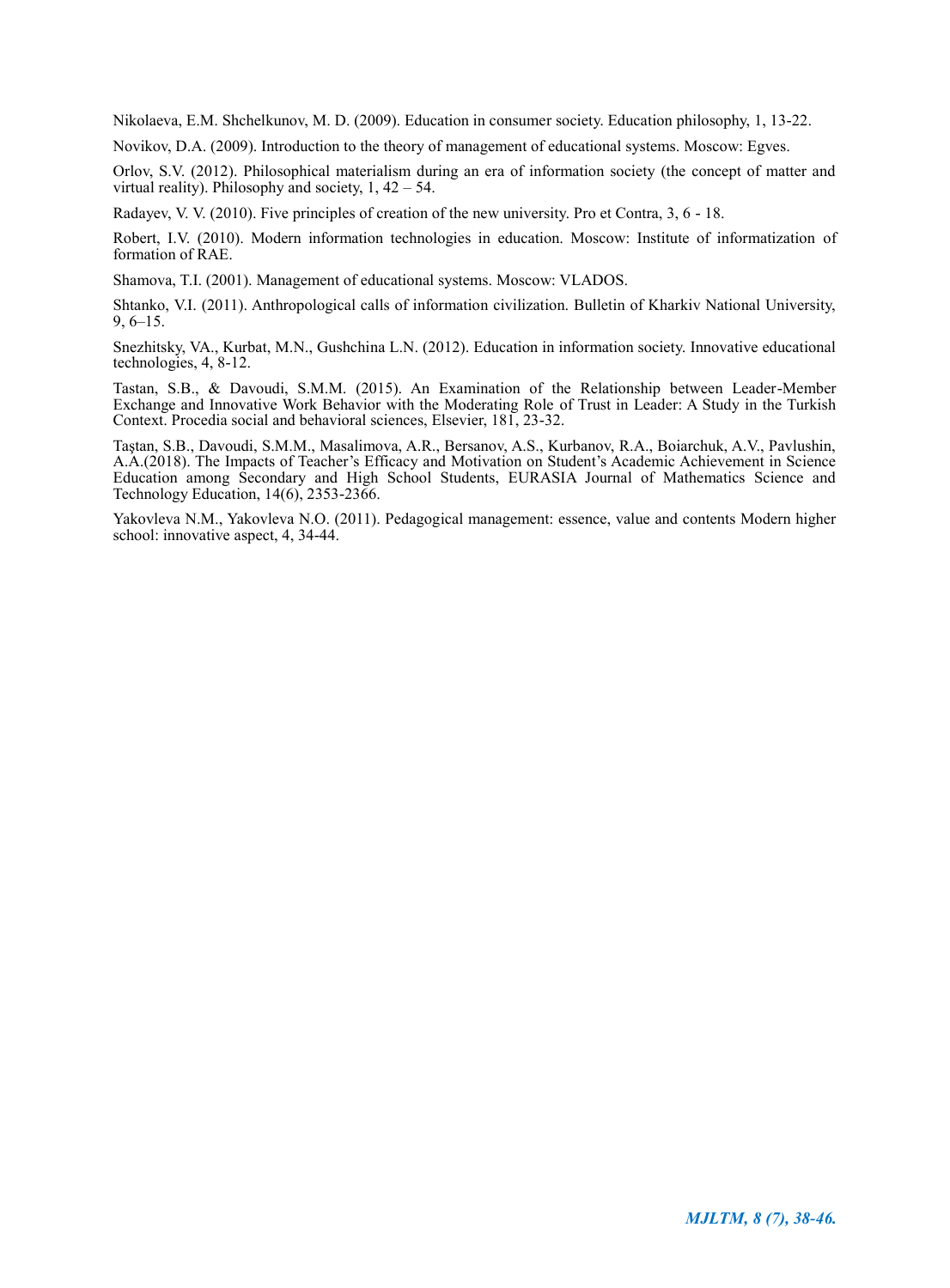Nikolaeva, E.M. Shchelkunov, M. D. (2009). Education in consumer society. Education philosophy, 1, 13-22.

Novikov, D.A. (2009). Introduction to the theory of management of educational systems. Moscow: Egves.

Orlov, S.V. (2012). Philosophical materialism during an era of information society (the concept of matter and virtual reality). Philosophy and society, 1, 42 – 54.

Radayev, V. V. (2010). Five principles of creation of the new university. Pro et Contra, 3, 6 - 18.

Robert, I.V. (2010). Modern information technologies in education. Moscow: Institute of informatization of formation of RAE.

Shamova, T.I. (2001). Management of educational systems. Moscow: VLADOS.

Shtanko, V.I. (2011). Anthropological calls of information civilization. Bulletin of Kharkiv National University, 9, 6–15.

Snezhitsky, VA., Kurbat, M.N., Gushchina L.N. (2012). Education in information society. Innovative educational technologies, 4, 8-12.

Tastan, S.B., & Davoudi, S.M.M. (2015). An Examination of the Relationship between Leader-Member Exchange and Innovative Work Behavior with the Moderating Role of Trust in Leader: A Study in the Turkish Context. Procedia social and behavioral sciences, Elsevier, 181, 23-32.

Taştan, S.B., Davoudi, S.M.M., Masalimova, A.R., Bersanov, A.S., Kurbanov, R.A., Boiarchuk, A.V., Pavlushin, A.A.(2018). The Impacts of Teacher's Efficacy and Motivation on Student's Academic Achievement in Science Education among Secondary and High School Students, EURASIA Journal of Mathematics Science and Technology Education, 14(6), 2353-2366.

Yakovleva N.M., Yakovleva N.O. (2011). Pedagogical management: essence, value and contents Modern higher school: innovative aspect, 4, 34-44.